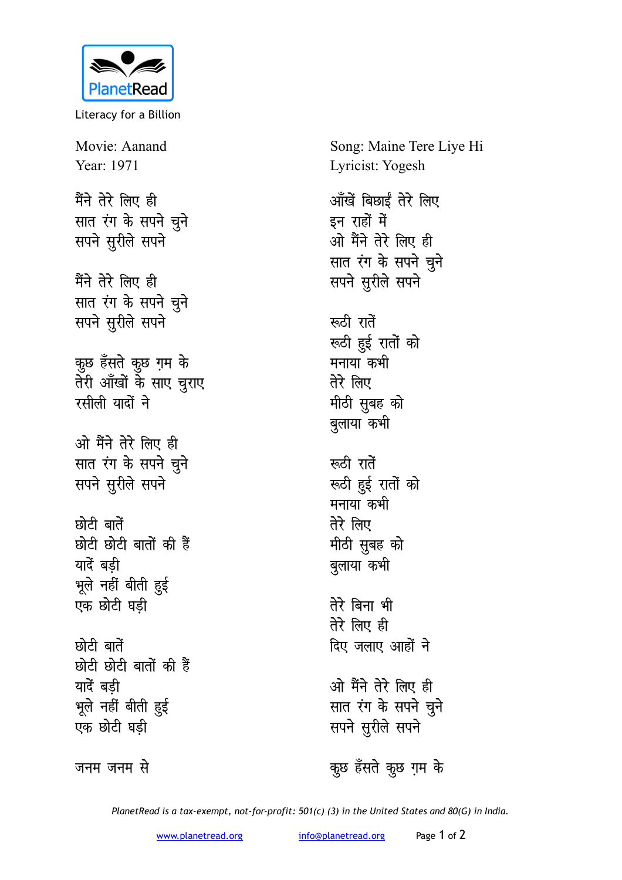PlanetRead

Literacy for a Billion

Movie: Aanand
Year: 1971

Song: Maine Tere Liye Hi
Lyricist: Yogesh

मैंने तेरे लिए ही
सात रंग के सपने चुने
सपने सुरीले सपने

मैंने तेरे लिए ही
सात रंग के सपने चुने
सपने सुरीले सपने

कुछ हँसते कुछ ग़म के
तेरी आँखों के साए चुराए
रसीली यादों ने

ओ मैंने तेरे लिए ही
सात रंग के सपने चुने
सपने सुरीले सपने

छोटी बातें
छोटी छोटी बातों की हैं
यादें बड़ी
भूले नहीं बीती हुई
एक छोटी घड़ी

छोटी बातें
छोटी छोटी बातों की हैं
यादें बड़ी
भूले नहीं बीती हुई
एक छोटी घड़ी

जनम जनम से
आँखें बिछाईं तेरे लिए
इन राहों में
ओ मैंने तेरे लिए ही
सात रंग के सपने चुने
सपने सुरीले सपने

रूठी रातें
रूठी हुई रातों को
मनाया कभी
तेरे लिए
मीठी सुबह को
बुलाया कभी

रूठी रातें
रूठी हुई रातों को
मनाया कभी
तेरे लिए
मीठी सुबह को
बुलाया कभी

तेरे बिना भी
तेरे लिए ही
दिए जलाए आहों ने

ओ मैंने तेरे लिए ही
सात रंग के सपने चुने
सपने सुरीले सपने

कुछ हँसते कुछ ग़म के

*PlanetRead is a tax-exempt, not-for-profit: 501(c) (3) in the United States and 80(G) in India.*

www.planetread.org    info@planetread.org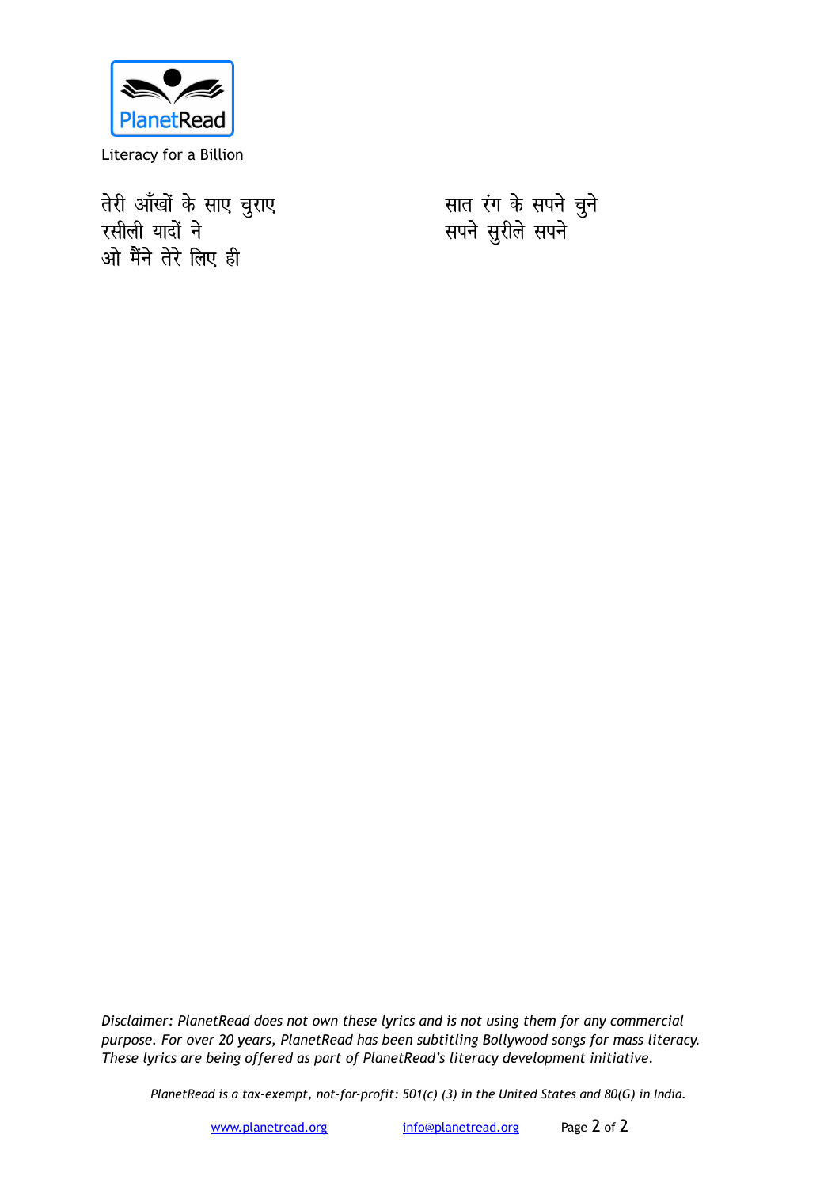Literacy for a Billion

तेरी आँखों के साए चुराए
रसीली यादों ने
ओ मैंने तेरे लिए ही

सात रंग के सपने चुने
सपने सुरीले सपने

*Disclaimer: PlanetRead does not own these lyrics and is not using them for any commercial purpose. For over 20 years, PlanetRead has been subtitling Bollywood songs for mass literacy. These lyrics are being offered as part of PlanetRead's literacy development initiative.*

*PlanetRead is a tax-exempt, not-for-profit: 501(c) (3) in the United States and 80(G) in India.*

www.planetread.org info@planetread.org